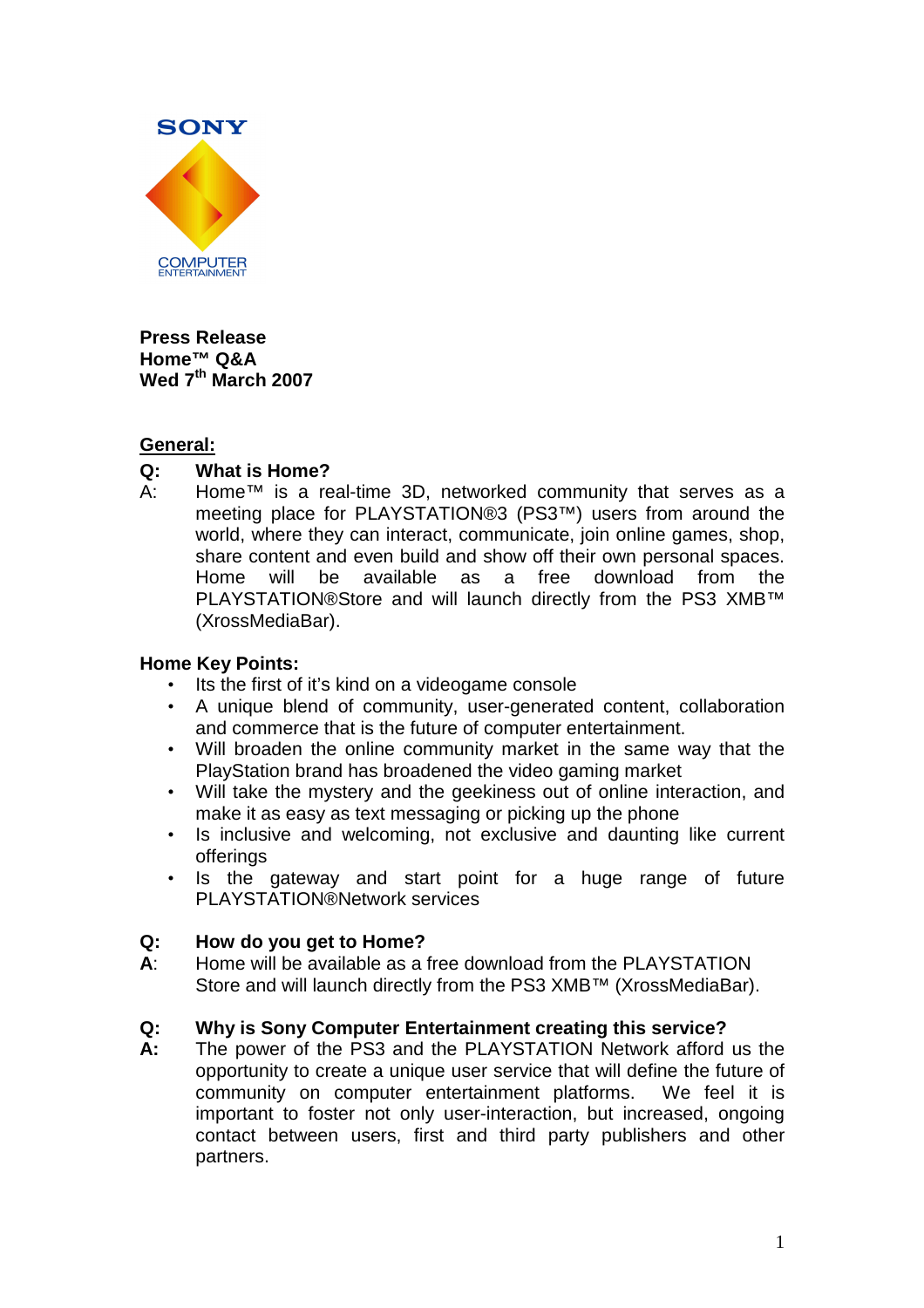SONY

COMPUTER ENTERTAINMENT

**Press Release**
**Home™ Q&A**
**Wed 7th March 2007**

## General:

**Q: What is Home?**

A: Home™ is a real-time 3D, networked community that serves as a meeting place for PLAYSTATION®3 (PS3™) users from around the world, where they can interact, communicate, join online games, shop, share content and even build and show off their own personal spaces. Home will be available as a free download from the PLAYSTATION®Store and will launch directly from the PS3 XMB™ (XrossMediaBar).

**Home Key Points:**

- Its the first of it's kind on a videogame console
- A unique blend of community, user-generated content, collaboration and commerce that is the future of computer entertainment.
- Will broaden the online community market in the same way that the PlayStation brand has broadened the video gaming market
- Will take the mystery and the geekiness out of online interaction, and make it as easy as text messaging or picking up the phone
- Is inclusive and welcoming, not exclusive and daunting like current offerings
- Is the gateway and start point for a huge range of future PLAYSTATION®Network services

**Q: How do you get to Home?**

**A**: Home will be available as a free download from the PLAYSTATION Store and will launch directly from the PS3 XMB™ (XrossMediaBar).

**Q: Why is Sony Computer Entertainment creating this service?**

**A:** The power of the PS3 and the PLAYSTATION Network afford us the opportunity to create a unique user service that will define the future of community on computer entertainment platforms. We feel it is important to foster not only user-interaction, but increased, ongoing contact between users, first and third party publishers and other partners.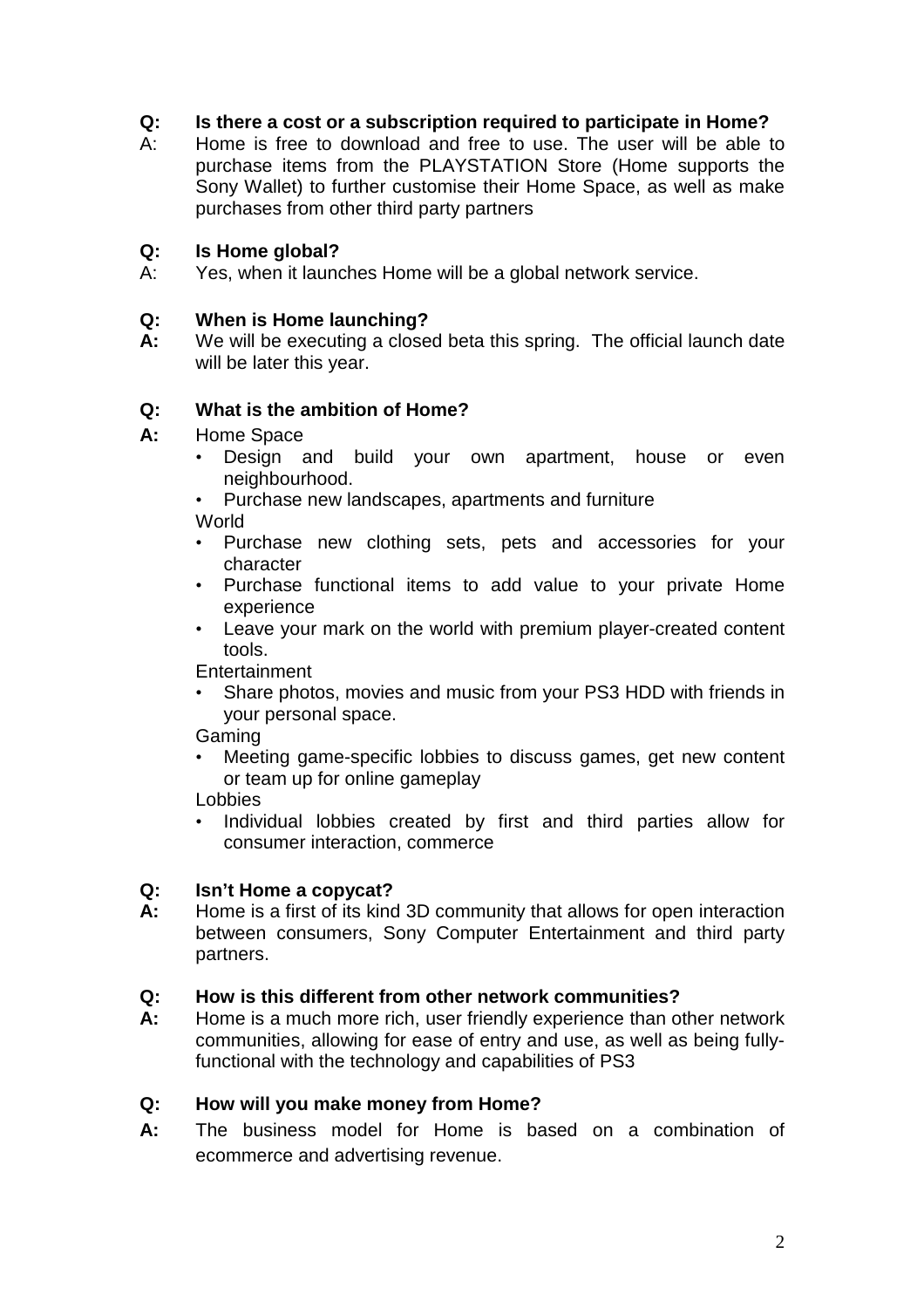**Q: Is there a cost or a subscription required to participate in Home?**

A: Home is free to download and free to use. The user will be able to purchase items from the PLAYSTATION Store (Home supports the Sony Wallet) to further customise their Home Space, as well as make purchases from other third party partners

**Q: Is Home global?**

A: Yes, when it launches Home will be a global network service.

**Q: When is Home launching?**

**A:** We will be executing a closed beta this spring. The official launch date will be later this year.

**Q: What is the ambition of Home?**

**A:** Home Space

- Design and build your own apartment, house or even neighbourhood.
- Purchase new landscapes, apartments and furniture

World

- Purchase new clothing sets, pets and accessories for your character
- Purchase functional items to add value to your private Home experience
- Leave your mark on the world with premium player-created content tools.

Entertainment

- Share photos, movies and music from your PS3 HDD with friends in your personal space.

Gaming

- Meeting game-specific lobbies to discuss games, get new content or team up for online gameplay

Lobbies

- Individual lobbies created by first and third parties allow for consumer interaction, commerce

**Q: Isn't Home a copycat?**

**A:** Home is a first of its kind 3D community that allows for open interaction between consumers, Sony Computer Entertainment and third party partners.

**Q: How is this different from other network communities?**

**A:** Home is a much more rich, user friendly experience than other network communities, allowing for ease of entry and use, as well as being fully-functional with the technology and capabilities of PS3

**Q: How will you make money from Home?**

**A:** The business model for Home is based on a combination of ecommerce and advertising revenue.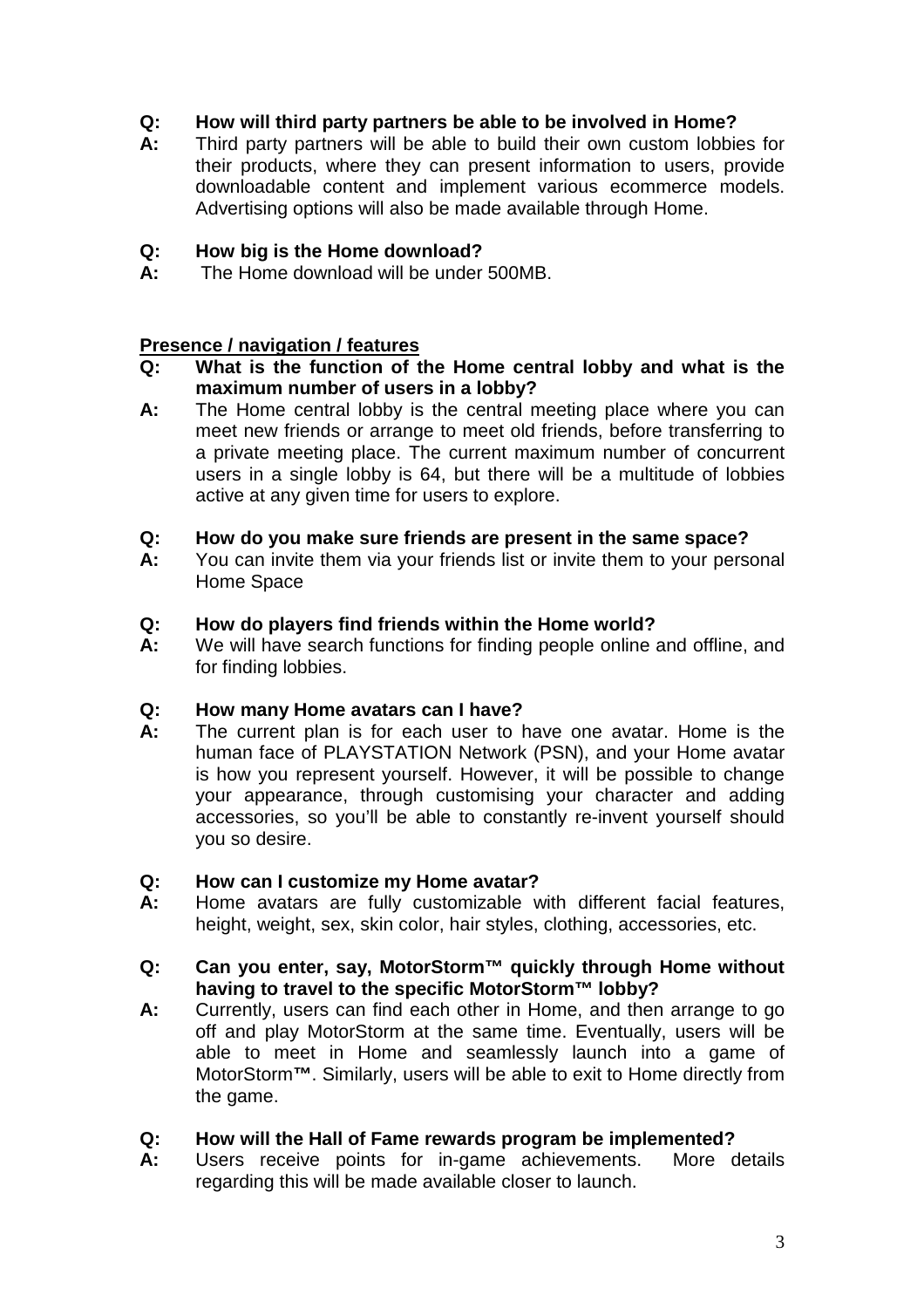**Q: How will third party partners be able to be involved in Home?**
**A:** Third party partners will be able to build their own custom lobbies for their products, where they can present information to users, provide downloadable content and implement various ecommerce models. Advertising options will also be made available through Home.

**Q: How big is the Home download?**
**A:** The Home download will be under 500MB.

## Presence / navigation / features

**Q: What is the function of the Home central lobby and what is the maximum number of users in a lobby?**
**A:** The Home central lobby is the central meeting place where you can meet new friends or arrange to meet old friends, before transferring to a private meeting place. The current maximum number of concurrent users in a single lobby is 64, but there will be a multitude of lobbies active at any given time for users to explore.

**Q: How do you make sure friends are present in the same space?**
**A:** You can invite them via your friends list or invite them to your personal Home Space

**Q: How do players find friends within the Home world?**
**A:** We will have search functions for finding people online and offline, and for finding lobbies.

**Q: How many Home avatars can I have?**
**A:** The current plan is for each user to have one avatar. Home is the human face of PLAYSTATION Network (PSN), and your Home avatar is how you represent yourself. However, it will be possible to change your appearance, through customising your character and adding accessories, so you'll be able to constantly re-invent yourself should you so desire.

**Q: How can I customize my Home avatar?**
**A:** Home avatars are fully customizable with different facial features, height, weight, sex, skin color, hair styles, clothing, accessories, etc.

**Q: Can you enter, say, MotorStorm™ quickly through Home without having to travel to the specific MotorStorm™ lobby?**
**A:** Currently, users can find each other in Home, and then arrange to go off and play MotorStorm at the same time. Eventually, users will be able to meet in Home and seamlessly launch into a game of MotorStorm**™**. Similarly, users will be able to exit to Home directly from the game.

**Q: How will the Hall of Fame rewards program be implemented?**
**A:** Users receive points for in-game achievements. More details regarding this will be made available closer to launch.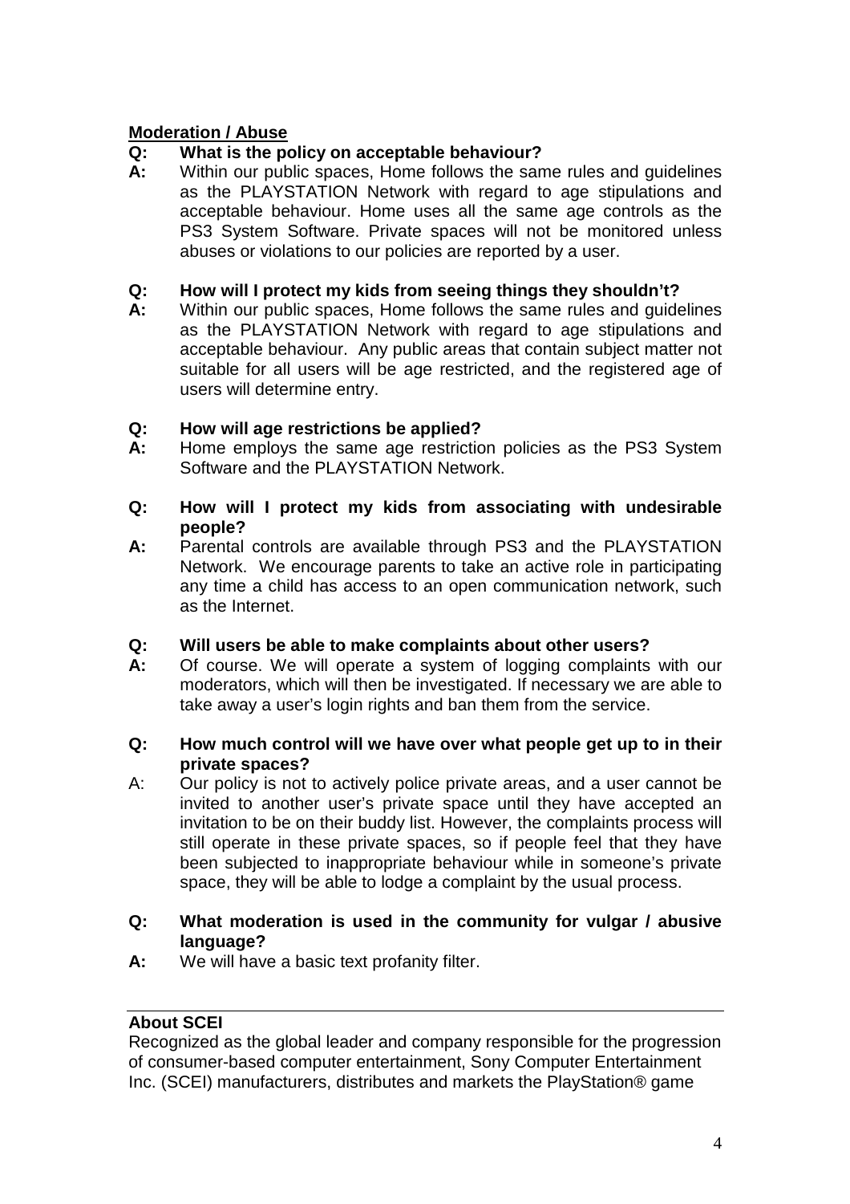**Moderation / Abuse**

**Q: What is the policy on acceptable behaviour?**

**A:** Within our public spaces, Home follows the same rules and guidelines as the PLAYSTATION Network with regard to age stipulations and acceptable behaviour. Home uses all the same age controls as the PS3 System Software. Private spaces will not be monitored unless abuses or violations to our policies are reported by a user.

**Q: How will I protect my kids from seeing things they shouldn't?**

**A:** Within our public spaces, Home follows the same rules and guidelines as the PLAYSTATION Network with regard to age stipulations and acceptable behaviour. Any public areas that contain subject matter not suitable for all users will be age restricted, and the registered age of users will determine entry.

**Q: How will age restrictions be applied?**

**A:** Home employs the same age restriction policies as the PS3 System Software and the PLAYSTATION Network.

**Q: How will I protect my kids from associating with undesirable people?**

**A:** Parental controls are available through PS3 and the PLAYSTATION Network. We encourage parents to take an active role in participating any time a child has access to an open communication network, such as the Internet.

**Q: Will users be able to make complaints about other users?**

**A:** Of course. We will operate a system of logging complaints with our moderators, which will then be investigated. If necessary we are able to take away a user's login rights and ban them from the service.

**Q: How much control will we have over what people get up to in their private spaces?**

A: Our policy is not to actively police private areas, and a user cannot be invited to another user's private space until they have accepted an invitation to be on their buddy list. However, the complaints process will still operate in these private spaces, so if people feel that they have been subjected to inappropriate behaviour while in someone's private space, they will be able to lodge a complaint by the usual process.

**Q: What moderation is used in the community for vulgar / abusive language?**

**A:** We will have a basic text profanity filter.

---

**About SCEI**

Recognized as the global leader and company responsible for the progression of consumer-based computer entertainment, Sony Computer Entertainment Inc. (SCEI) manufacturers, distributes and markets the PlayStation® game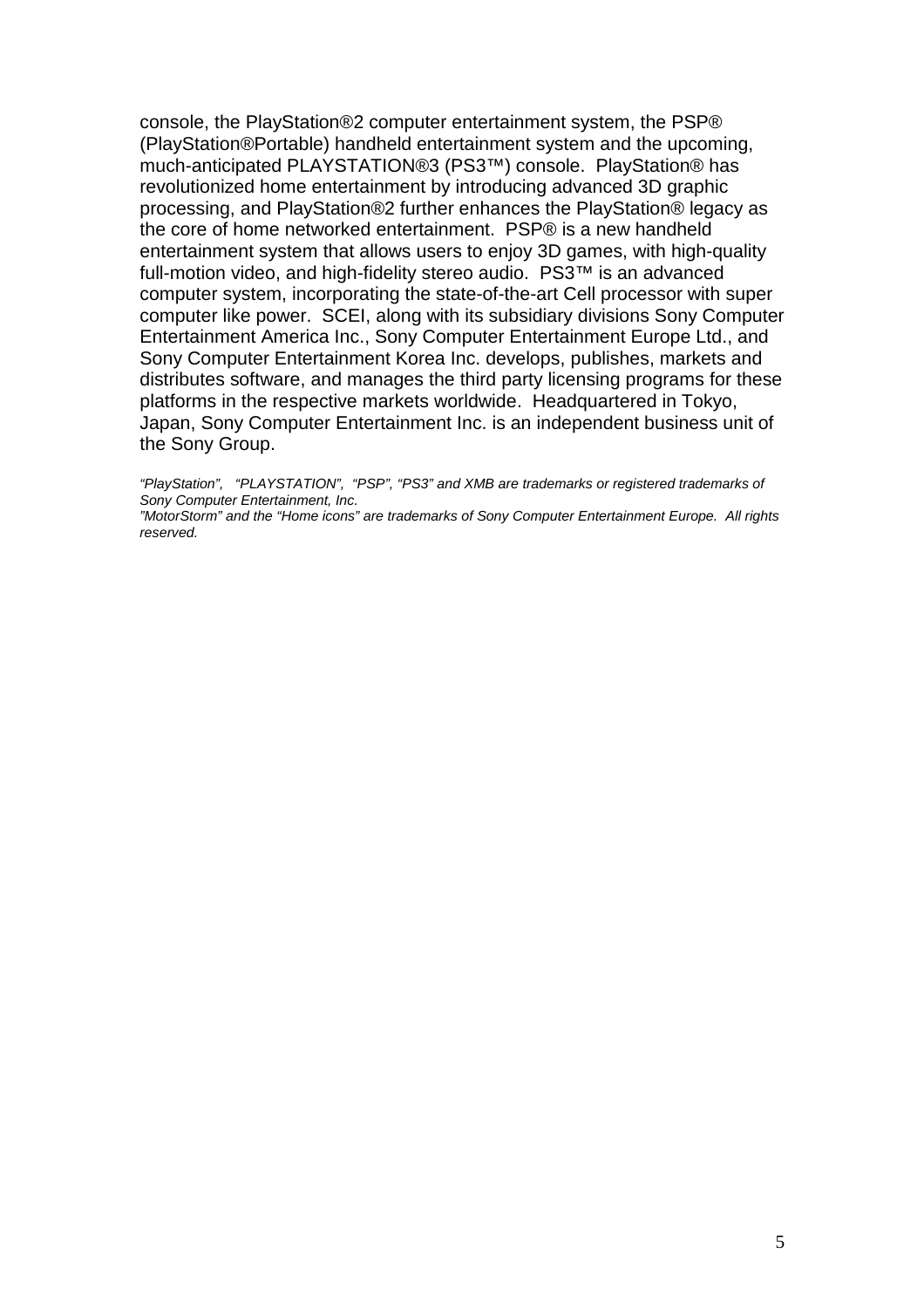console, the PlayStation®2 computer entertainment system, the PSP® (PlayStation®Portable) handheld entertainment system and the upcoming, much-anticipated PLAYSTATION®3 (PS3™) console. PlayStation® has revolutionized home entertainment by introducing advanced 3D graphic processing, and PlayStation®2 further enhances the PlayStation® legacy as the core of home networked entertainment. PSP® is a new handheld entertainment system that allows users to enjoy 3D games, with high-quality full-motion video, and high-fidelity stereo audio. PS3™ is an advanced computer system, incorporating the state-of-the-art Cell processor with super computer like power. SCEI, along with its subsidiary divisions Sony Computer Entertainment America Inc., Sony Computer Entertainment Europe Ltd., and Sony Computer Entertainment Korea Inc. develops, publishes, markets and distributes software, and manages the third party licensing programs for these platforms in the respective markets worldwide. Headquartered in Tokyo, Japan, Sony Computer Entertainment Inc. is an independent business unit of the Sony Group.

*"PlayStation", "PLAYSTATION", "PSP", "PS3" and XMB are trademarks or registered trademarks of Sony Computer Entertainment, Inc.*
*"MotorStorm" and the "Home icons" are trademarks of Sony Computer Entertainment Europe. All rights reserved.*